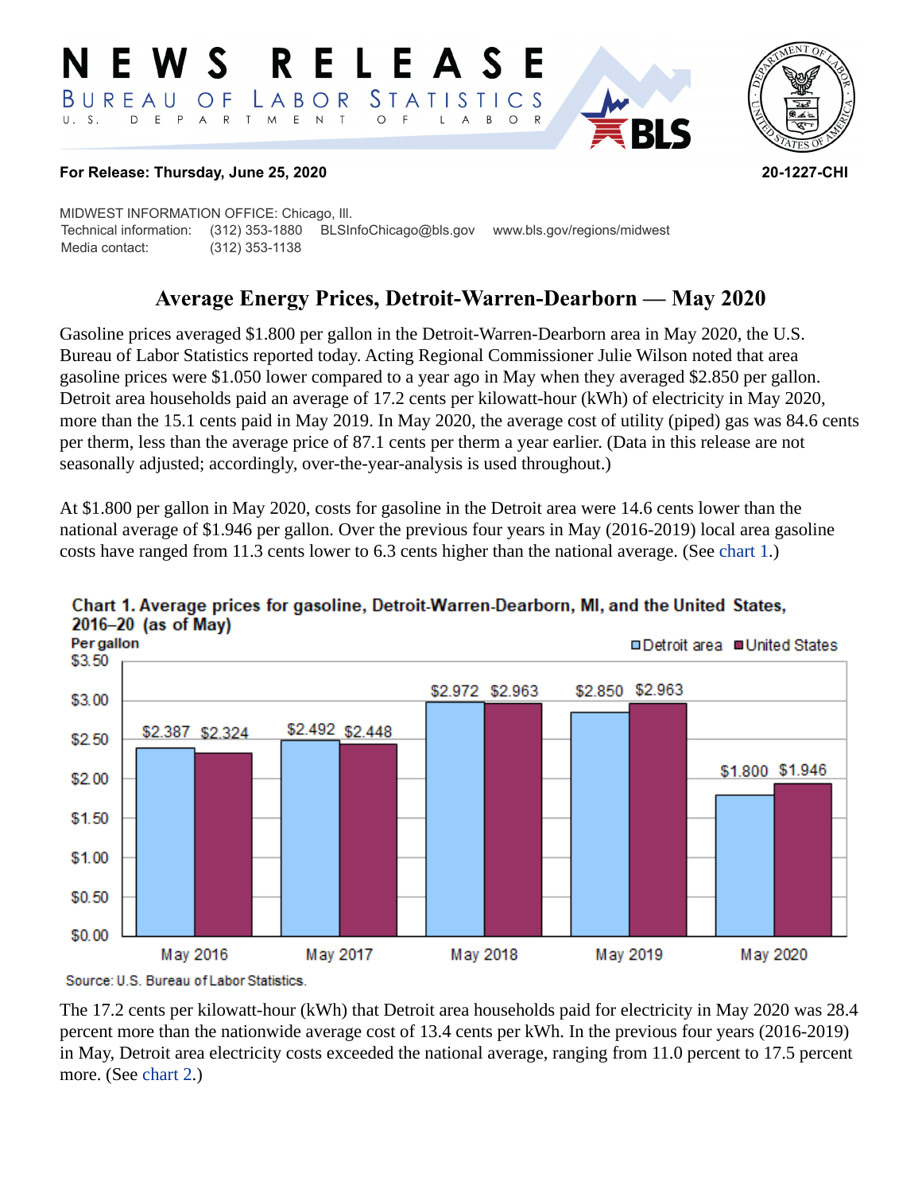# NEWS RELEASE

BUREAU OF LABOR STATISTICS

U. S. DEPARTMENT OF LABOR

**For Release: Thursday, June 25, 2020** **20-1227-CHI**

MIDWEST INFORMATION OFFICE: Chicago, Ill.
Technical information: (312) 353-1880 BLSInfoChicago@bls.gov www.bls.gov/regions/midwest
Media contact: (312) 353-1138

## Average Energy Prices, Detroit-Warren-Dearborn — May 2020

Gasoline prices averaged $1.800 per gallon in the Detroit-Warren-Dearborn area in May 2020, the U.S. Bureau of Labor Statistics reported today. Acting Regional Commissioner Julie Wilson noted that area gasoline prices were $1.050 lower compared to a year ago in May when they averaged $2.850 per gallon. Detroit area households paid an average of 17.2 cents per kilowatt-hour (kWh) of electricity in May 2020, more than the 15.1 cents paid in May 2019. In May 2020, the average cost of utility (piped) gas was 84.6 cents per therm, less than the average price of 87.1 cents per therm a year earlier. (Data in this release are not seasonally adjusted; accordingly, over-the-year-analysis is used throughout.)

At $1.800 per gallon in May 2020, costs for gasoline in the Detroit area were 14.6 cents lower than the national average of $1.946 per gallon. Over the previous four years in May (2016-2019) local area gasoline costs have ranged from 11.3 cents lower to 6.3 cents higher than the national average. (See chart 1.)

**Chart 1. Average prices for gasoline, Detroit-Warren-Dearborn, MI, and the United States, 2016–20 (as of May)**

Per gallon

| | Detroit area | United States |
|---|---|---|
| May 2016 | $2.387 | $2.324 |
| May 2017 | $2.492 | $2.448 |
| May 2018 | $2.972 | $2.963 |
| May 2019 | $2.850 | $2.963 |
| May 2020 | $1.800 | $1.946 |

Source: U.S. Bureau of Labor Statistics.

The 17.2 cents per kilowatt-hour (kWh) that Detroit area households paid for electricity in May 2020 was 28.4 percent more than the nationwide average cost of 13.4 cents per kWh. In the previous four years (2016-2019) in May, Detroit area electricity costs exceeded the national average, ranging from 11.0 percent to 17.5 percent more. (See chart 2.)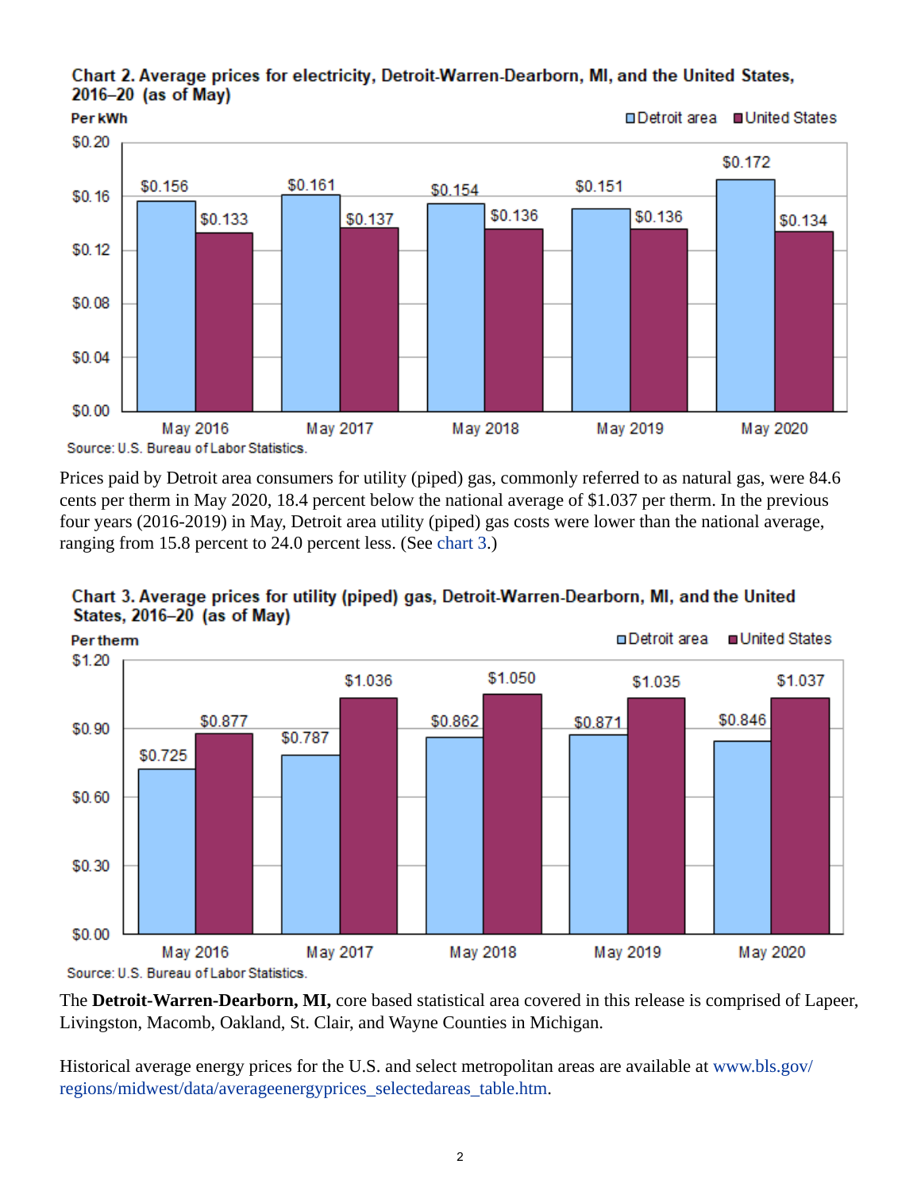**Chart 2. Average prices for electricity, Detroit-Warren-Dearborn, MI, and the United States, 2016–20 (as of May)**

Per kWh

| | Detroit area | United States |
|---|---|---|
| May 2016 | $0.156 | $0.133 |
| May 2017 | $0.161 | $0.137 |
| May 2018 | $0.154 | $0.136 |
| May 2019 | $0.151 | $0.136 |
| May 2020 | $0.172 | $0.134 |

Source: U.S. Bureau of Labor Statistics.

Prices paid by Detroit area consumers for utility (piped) gas, commonly referred to as natural gas, were 84.6 cents per therm in May 2020, 18.4 percent below the national average of $1.037 per therm. In the previous four years (2016-2019) in May, Detroit area utility (piped) gas costs were lower than the national average, ranging from 15.8 percent to 24.0 percent less. (See chart 3.)

**Chart 3. Average prices for utility (piped) gas, Detroit-Warren-Dearborn, MI, and the United States, 2016–20 (as of May)**

Per therm

| | Detroit area | United States |
|---|---|---|
| May 2016 | $0.725 | $0.877 |
| May 2017 | $0.787 | $1.036 |
| May 2018 | $0.862 | $1.050 |
| May 2019 | $0.871 | $1.035 |
| May 2020 | $0.846 | $1.037 |

Source: U.S. Bureau of Labor Statistics.

The **Detroit-Warren-Dearborn, MI,** core based statistical area covered in this release is comprised of Lapeer, Livingston, Macomb, Oakland, St. Clair, and Wayne Counties in Michigan.

Historical average energy prices for the U.S. and select metropolitan areas are available at www.bls.gov/regions/midwest/data/averageenergyprices_selectedareas_table.htm.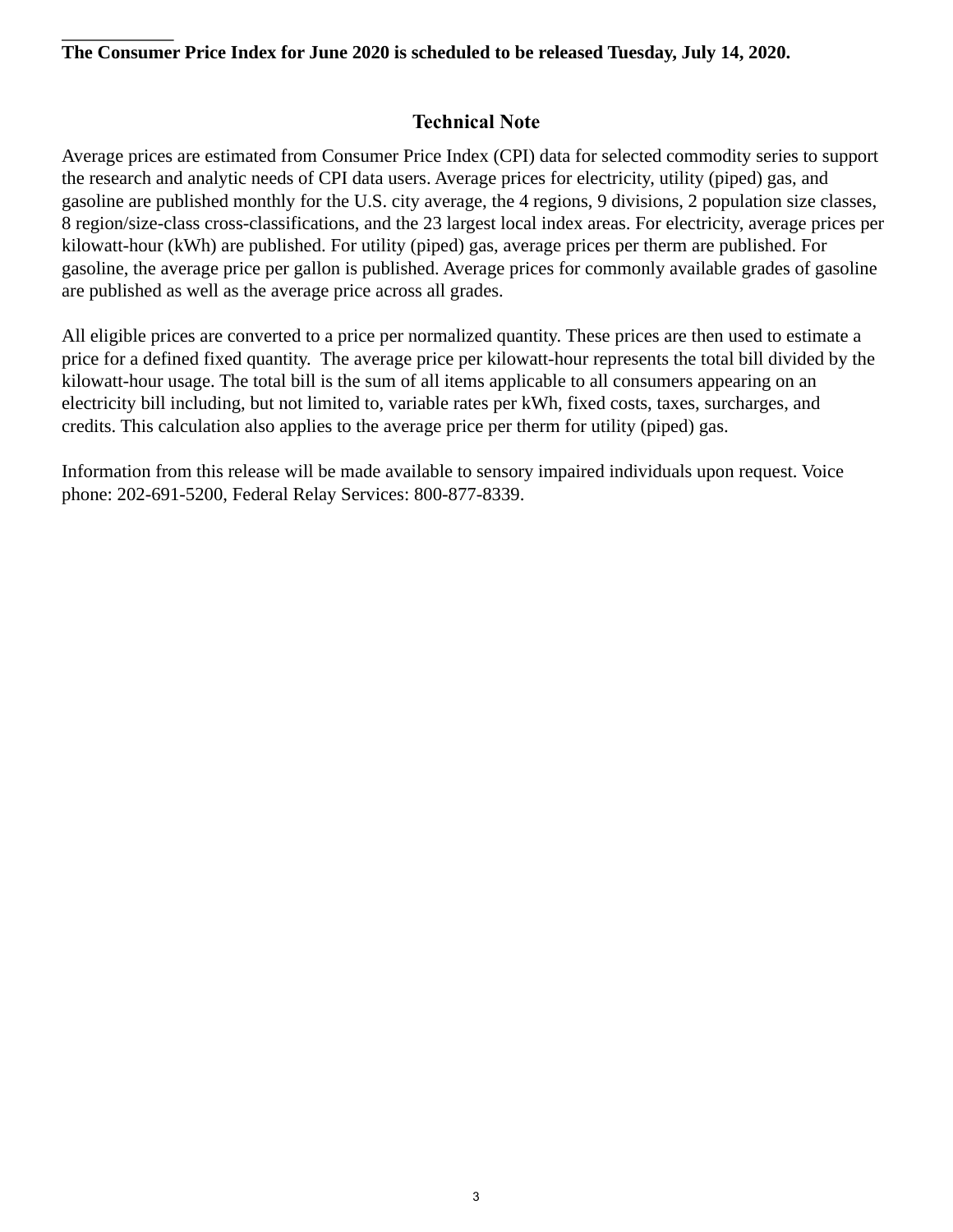**The Consumer Price Index for June 2020 is scheduled to be released Tuesday, July 14, 2020.**

## Technical Note

Average prices are estimated from Consumer Price Index (CPI) data for selected commodity series to support the research and analytic needs of CPI data users. Average prices for electricity, utility (piped) gas, and gasoline are published monthly for the U.S. city average, the 4 regions, 9 divisions, 2 population size classes, 8 region/size-class cross-classifications, and the 23 largest local index areas. For electricity, average prices per kilowatt-hour (kWh) are published. For utility (piped) gas, average prices per therm are published. For gasoline, the average price per gallon is published. Average prices for commonly available grades of gasoline are published as well as the average price across all grades.

All eligible prices are converted to a price per normalized quantity. These prices are then used to estimate a price for a defined fixed quantity. The average price per kilowatt-hour represents the total bill divided by the kilowatt-hour usage. The total bill is the sum of all items applicable to all consumers appearing on an electricity bill including, but not limited to, variable rates per kWh, fixed costs, taxes, surcharges, and credits. This calculation also applies to the average price per therm for utility (piped) gas.

Information from this release will be made available to sensory impaired individuals upon request. Voice phone: 202-691-5200, Federal Relay Services: 800-877-8339.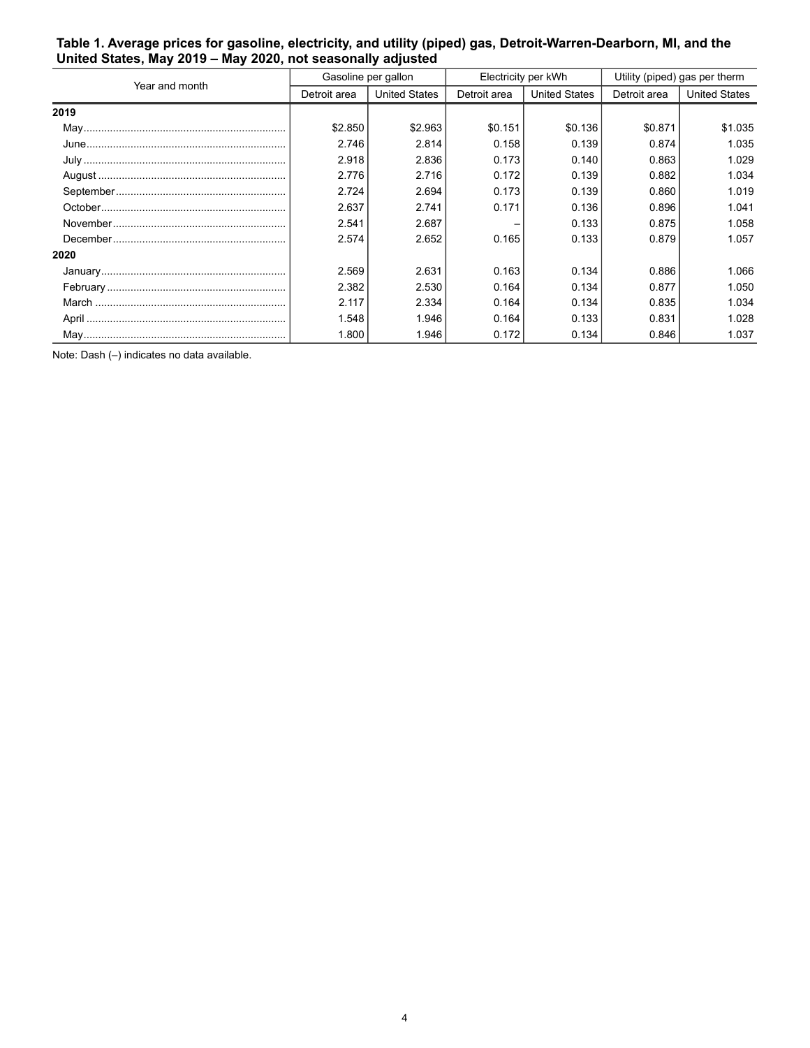**Table 1. Average prices for gasoline, electricity, and utility (piped) gas, Detroit-Warren-Dearborn, MI, and the United States, May 2019 – May 2020, not seasonally adjusted**

| Year and month | Gasoline per gallon | | Electricity per kWh | | Utility (piped) gas per therm | |
|---|---|---|---|---|---|---|
| | Detroit area | United States | Detroit area | United States | Detroit area | United States |
| **2019** | | | | | | |
| May | $2.850 | $2.963 | $0.151 | $0.136 | $0.871 | $1.035 |
| June | 2.746 | 2.814 | 0.158 | 0.139 | 0.874 | 1.035 |
| July | 2.918 | 2.836 | 0.173 | 0.140 | 0.863 | 1.029 |
| August | 2.776 | 2.716 | 0.172 | 0.139 | 0.882 | 1.034 |
| September | 2.724 | 2.694 | 0.173 | 0.139 | 0.860 | 1.019 |
| October | 2.637 | 2.741 | 0.171 | 0.136 | 0.896 | 1.041 |
| November | 2.541 | 2.687 | – | 0.133 | 0.875 | 1.058 |
| December | 2.574 | 2.652 | 0.165 | 0.133 | 0.879 | 1.057 |
| **2020** | | | | | | |
| January | 2.569 | 2.631 | 0.163 | 0.134 | 0.886 | 1.066 |
| February | 2.382 | 2.530 | 0.164 | 0.134 | 0.877 | 1.050 |
| March | 2.117 | 2.334 | 0.164 | 0.134 | 0.835 | 1.034 |
| April | 1.548 | 1.946 | 0.164 | 0.133 | 0.831 | 1.028 |
| May | 1.800 | 1.946 | 0.172 | 0.134 | 0.846 | 1.037 |

Note: Dash (–) indicates no data available.